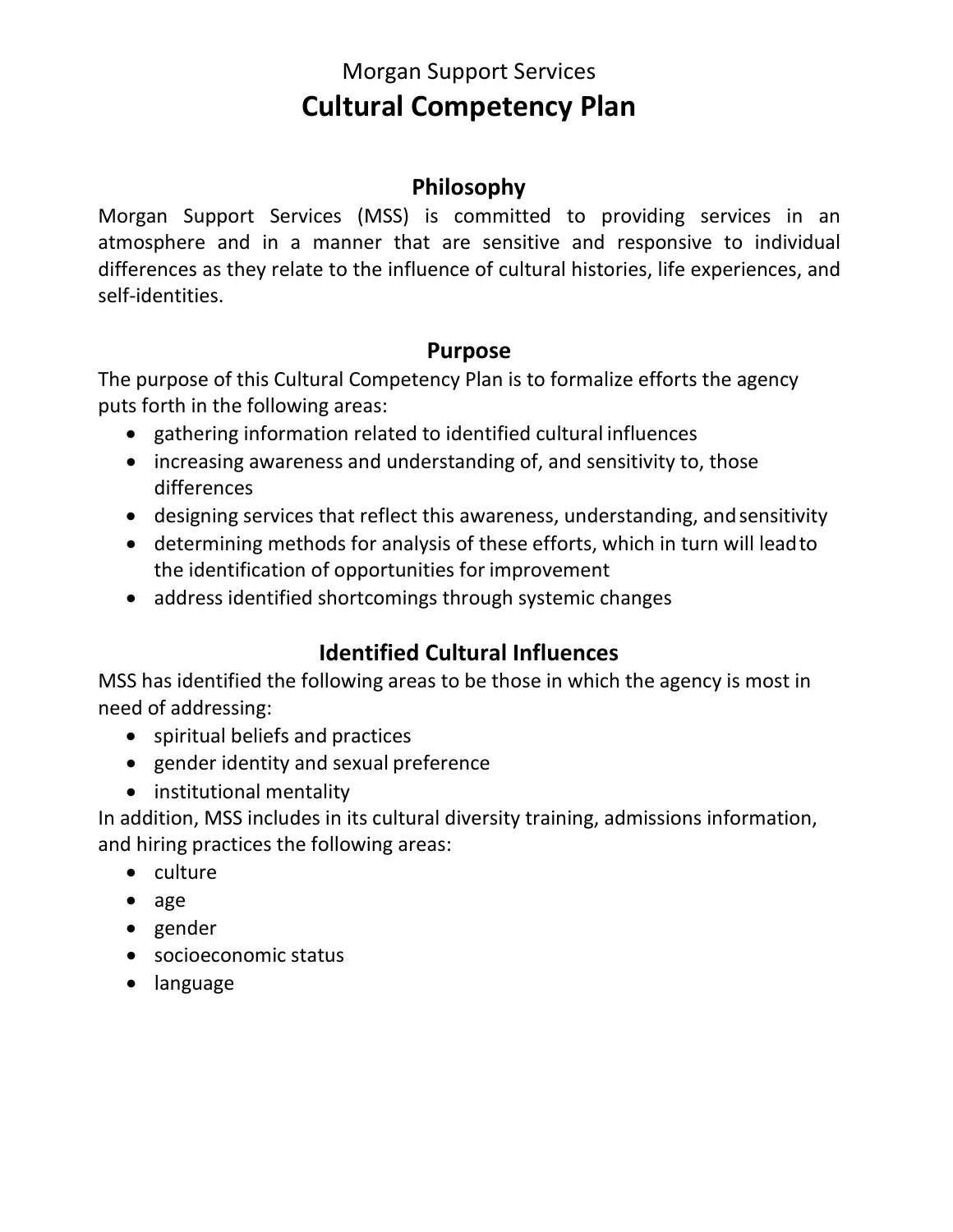Morgan Support Services

# Cultural Competency Plan

## Philosophy

Morgan Support Services (MSS) is committed to providing services in an atmosphere and in a manner that are sensitive and responsive to individual differences as they relate to the influence of cultural histories, life experiences, and self-identities.

## Purpose

The purpose of this Cultural Competency Plan is to formalize efforts the agency puts forth in the following areas:

- gathering information related to identified cultural influences
- increasing awareness and understanding of, and sensitivity to, those differences
- designing services that reflect this awareness, understanding, and sensitivity
- determining methods for analysis of these efforts, which in turn will lead to the identification of opportunities for improvement
- address identified shortcomings through systemic changes

## Identified Cultural Influences

MSS has identified the following areas to be those in which the agency is most in need of addressing:

- spiritual beliefs and practices
- gender identity and sexual preference
- institutional mentality

In addition, MSS includes in its cultural diversity training, admissions information, and hiring practices the following areas:

- culture
- age
- gender
- socioeconomic status
- language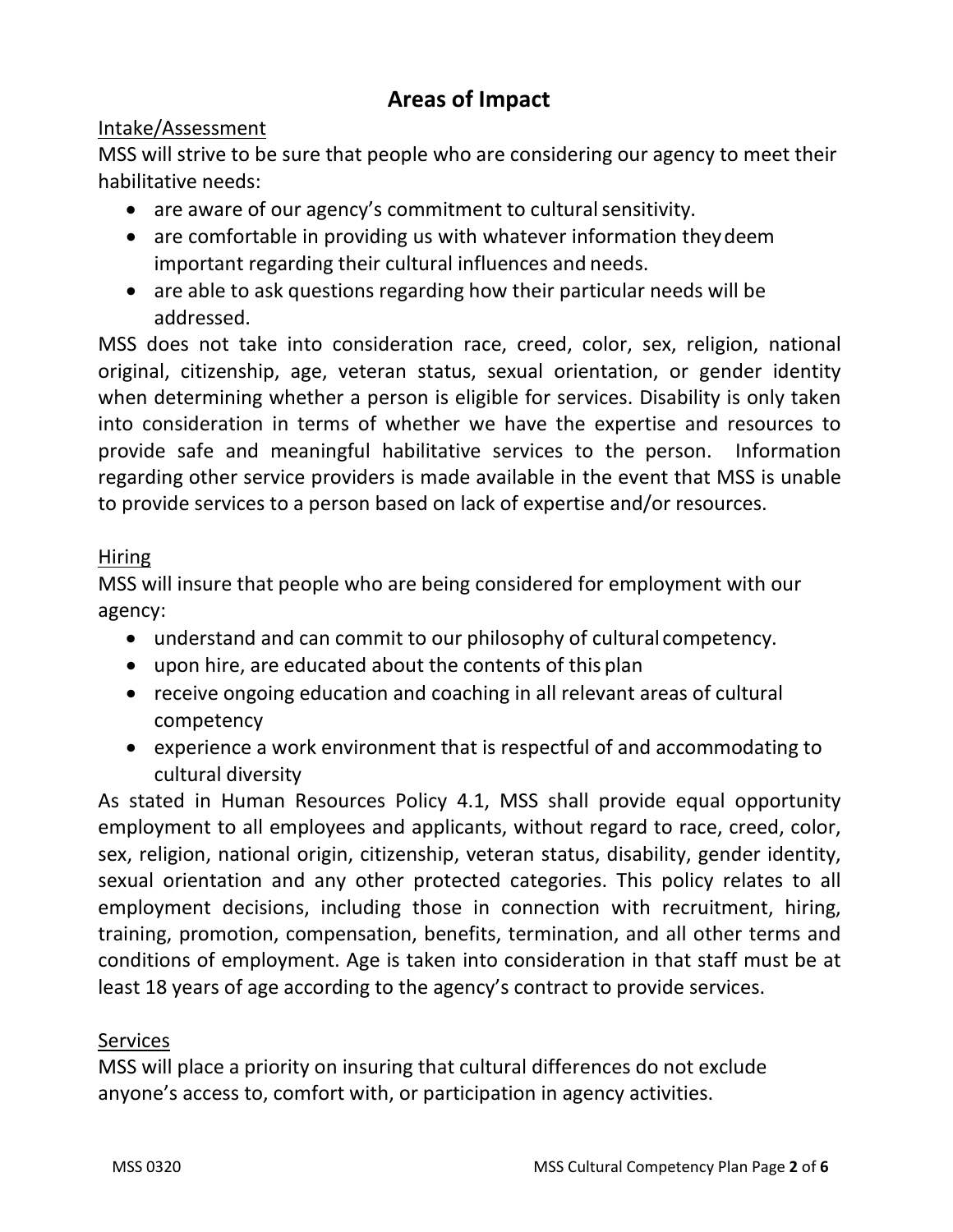# Areas of Impact

Intake/Assessment

MSS will strive to be sure that people who are considering our agency to meet their habilitative needs:

- are aware of our agency's commitment to cultural sensitivity.
- are comfortable in providing us with whatever information they deem important regarding their cultural influences and needs.
- are able to ask questions regarding how their particular needs will be addressed.

MSS does not take into consideration race, creed, color, sex, religion, national original, citizenship, age, veteran status, sexual orientation, or gender identity when determining whether a person is eligible for services. Disability is only taken into consideration in terms of whether we have the expertise and resources to provide safe and meaningful habilitative services to the person. Information regarding other service providers is made available in the event that MSS is unable to provide services to a person based on lack of expertise and/or resources.

Hiring

MSS will insure that people who are being considered for employment with our agency:

- understand and can commit to our philosophy of cultural competency.
- upon hire, are educated about the contents of this plan
- receive ongoing education and coaching in all relevant areas of cultural competency
- experience a work environment that is respectful of and accommodating to cultural diversity

As stated in Human Resources Policy 4.1, MSS shall provide equal opportunity employment to all employees and applicants, without regard to race, creed, color, sex, religion, national origin, citizenship, veteran status, disability, gender identity, sexual orientation and any other protected categories. This policy relates to all employment decisions, including those in connection with recruitment, hiring, training, promotion, compensation, benefits, termination, and all other terms and conditions of employment. Age is taken into consideration in that staff must be at least 18 years of age according to the agency's contract to provide services.

Services

MSS will place a priority on insuring that cultural differences do not exclude anyone's access to, comfort with, or participation in agency activities.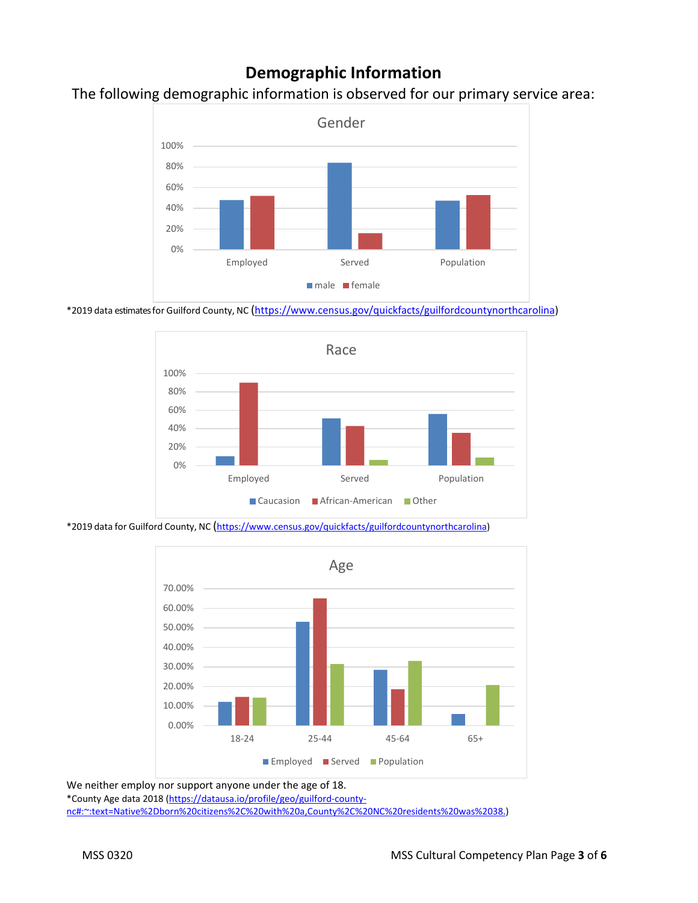# Demographic Information

The following demographic information is observed for our primary service area:

Gender

*2019 data estimates for Guilford County, NC (https://www.census.gov/quickfacts/guilfordcountynorthcarolina)

Race

*2019 data for Guilford County, NC (https://www.census.gov/quickfacts/guilfordcountynorthcarolina)

Age

We neither employ nor support anyone under the age of 18.

*County Age data 2018 (https://datausa.io/profile/geo/guilford-county-nc#:~:text=Native%2Dborn%20citizens%2C%20with%20a,County%2C%20NC%20residents%20was%2038.)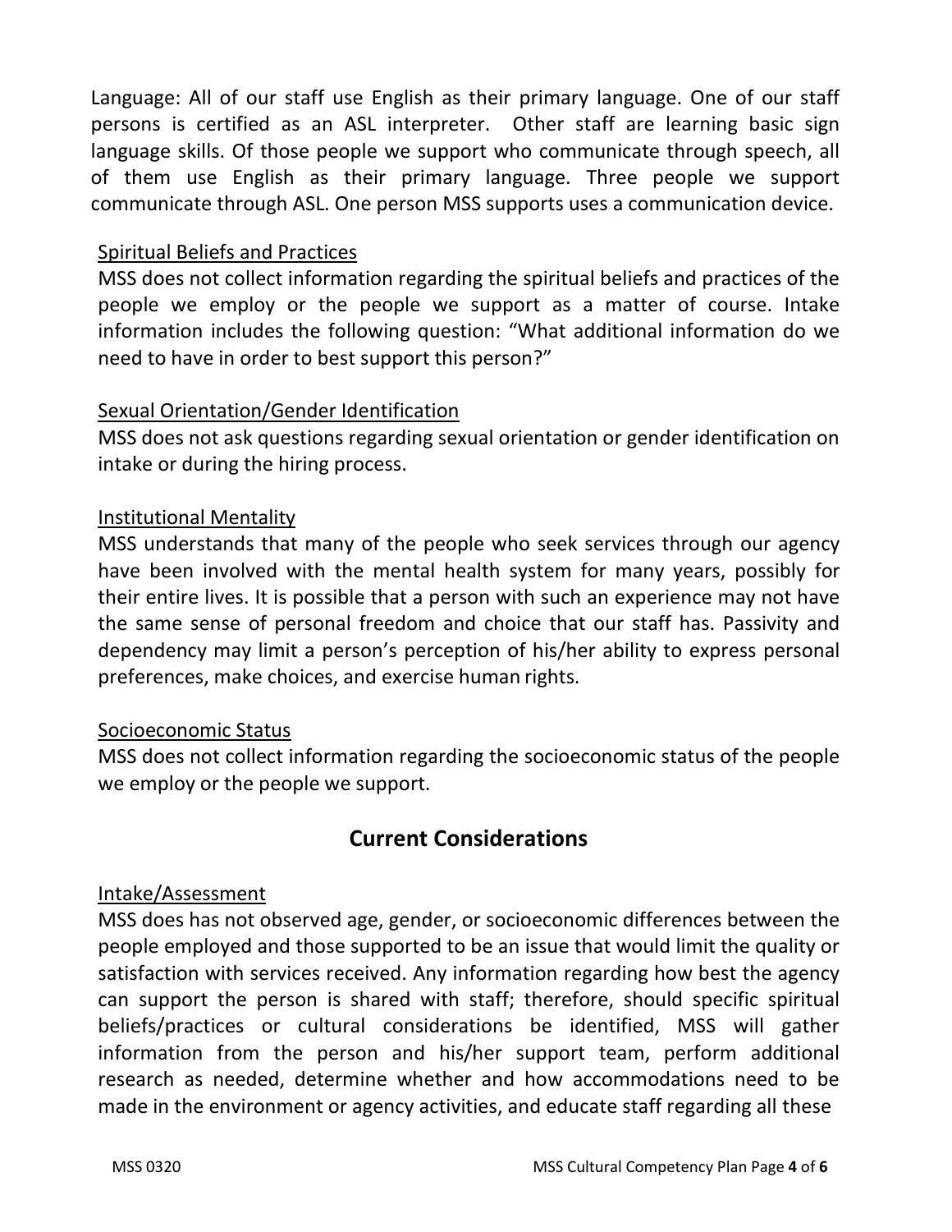Language: All of our staff use English as their primary language. One of our staff persons is certified as an ASL interpreter. Other staff are learning basic sign language skills. Of those people we support who communicate through speech, all of them use English as their primary language. Three people we support communicate through ASL. One person MSS supports uses a communication device.

Spiritual Beliefs and Practices

MSS does not collect information regarding the spiritual beliefs and practices of the people we employ or the people we support as a matter of course. Intake information includes the following question: "What additional information do we need to have in order to best support this person?"

Sexual Orientation/Gender Identification

MSS does not ask questions regarding sexual orientation or gender identification on intake or during the hiring process.

Institutional Mentality

MSS understands that many of the people who seek services through our agency have been involved with the mental health system for many years, possibly for their entire lives. It is possible that a person with such an experience may not have the same sense of personal freedom and choice that our staff has. Passivity and dependency may limit a person's perception of his/her ability to express personal preferences, make choices, and exercise human rights.

Socioeconomic Status

MSS does not collect information regarding the socioeconomic status of the people we employ or the people we support.

## Current Considerations

Intake/Assessment

MSS does has not observed age, gender, or socioeconomic differences between the people employed and those supported to be an issue that would limit the quality or satisfaction with services received. Any information regarding how best the agency can support the person is shared with staff; therefore, should specific spiritual beliefs/practices or cultural considerations be identified, MSS will gather information from the person and his/her support team, perform additional research as needed, determine whether and how accommodations need to be made in the environment or agency activities, and educate staff regarding all these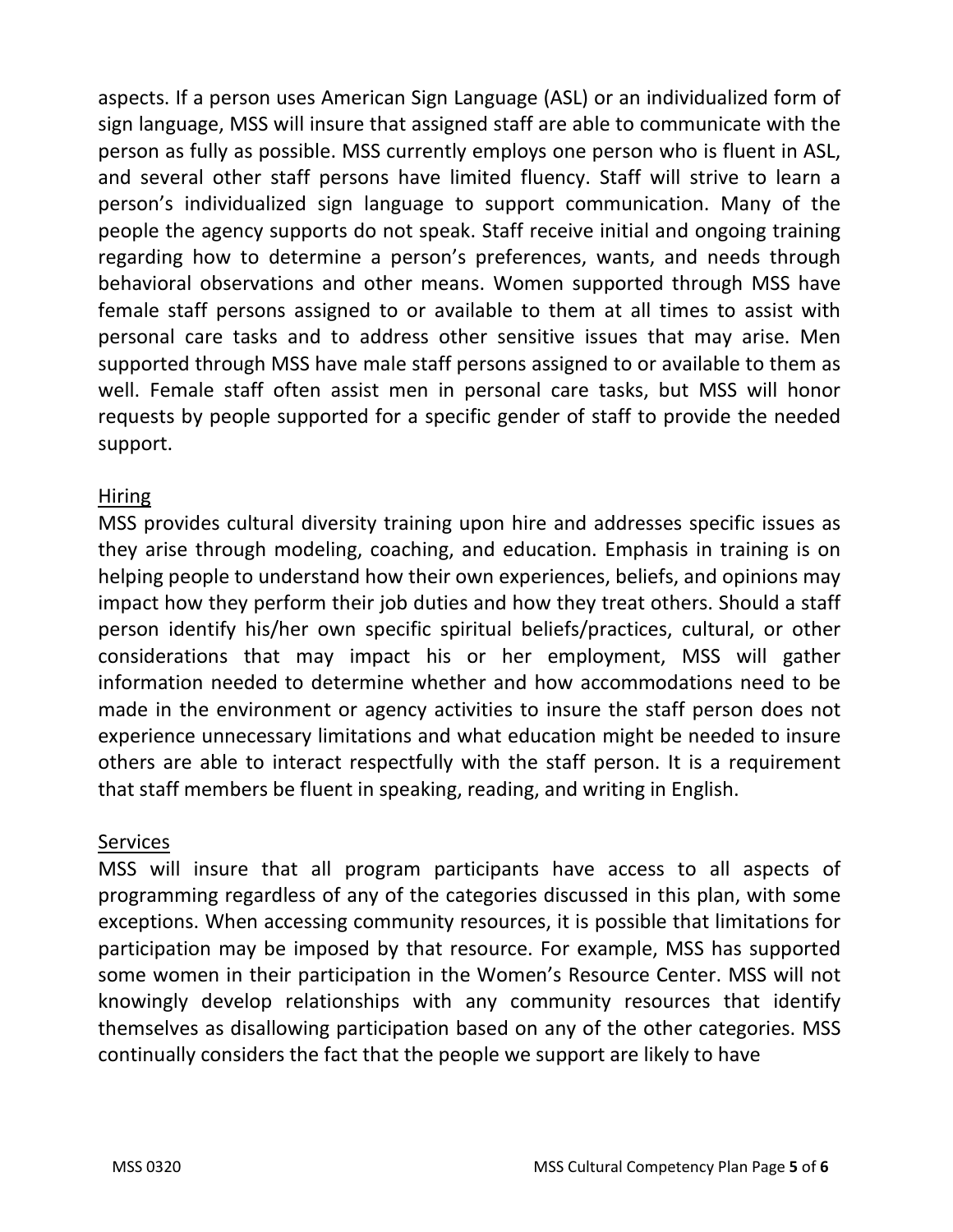aspects. If a person uses American Sign Language (ASL) or an individualized form of sign language, MSS will insure that assigned staff are able to communicate with the person as fully as possible. MSS currently employs one person who is fluent in ASL, and several other staff persons have limited fluency. Staff will strive to learn a person's individualized sign language to support communication. Many of the people the agency supports do not speak. Staff receive initial and ongoing training regarding how to determine a person's preferences, wants, and needs through behavioral observations and other means. Women supported through MSS have female staff persons assigned to or available to them at all times to assist with personal care tasks and to address other sensitive issues that may arise. Men supported through MSS have male staff persons assigned to or available to them as well. Female staff often assist men in personal care tasks, but MSS will honor requests by people supported for a specific gender of staff to provide the needed support.

## Hiring

MSS provides cultural diversity training upon hire and addresses specific issues as they arise through modeling, coaching, and education. Emphasis in training is on helping people to understand how their own experiences, beliefs, and opinions may impact how they perform their job duties and how they treat others. Should a staff person identify his/her own specific spiritual beliefs/practices, cultural, or other considerations that may impact his or her employment, MSS will gather information needed to determine whether and how accommodations need to be made in the environment or agency activities to insure the staff person does not experience unnecessary limitations and what education might be needed to insure others are able to interact respectfully with the staff person. It is a requirement that staff members be fluent in speaking, reading, and writing in English.

## Services

MSS will insure that all program participants have access to all aspects of programming regardless of any of the categories discussed in this plan, with some exceptions. When accessing community resources, it is possible that limitations for participation may be imposed by that resource. For example, MSS has supported some women in their participation in the Women's Resource Center. MSS will not knowingly develop relationships with any community resources that identify themselves as disallowing participation based on any of the other categories. MSS continually considers the fact that the people we support are likely to have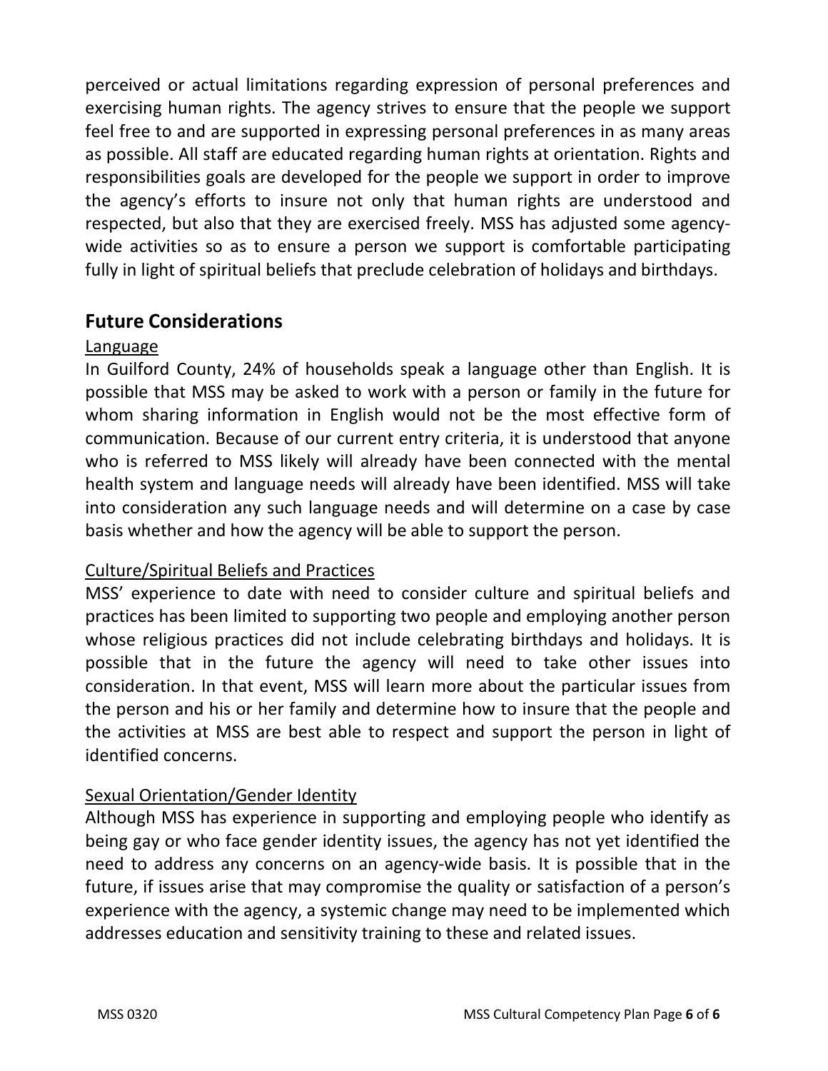perceived or actual limitations regarding expression of personal preferences and exercising human rights. The agency strives to ensure that the people we support feel free to and are supported in expressing personal preferences in as many areas as possible. All staff are educated regarding human rights at orientation. Rights and responsibilities goals are developed for the people we support in order to improve the agency's efforts to insure not only that human rights are understood and respected, but also that they are exercised freely. MSS has adjusted some agency-wide activities so as to ensure a person we support is comfortable participating fully in light of spiritual beliefs that preclude celebration of holidays and birthdays.

## Future Considerations

Language

In Guilford County, 24% of households speak a language other than English. It is possible that MSS may be asked to work with a person or family in the future for whom sharing information in English would not be the most effective form of communication. Because of our current entry criteria, it is understood that anyone who is referred to MSS likely will already have been connected with the mental health system and language needs will already have been identified. MSS will take into consideration any such language needs and will determine on a case by case basis whether and how the agency will be able to support the person.

Culture/Spiritual Beliefs and Practices

MSS' experience to date with need to consider culture and spiritual beliefs and practices has been limited to supporting two people and employing another person whose religious practices did not include celebrating birthdays and holidays. It is possible that in the future the agency will need to take other issues into consideration. In that event, MSS will learn more about the particular issues from the person and his or her family and determine how to insure that the people and the activities at MSS are best able to respect and support the person in light of identified concerns.

Sexual Orientation/Gender Identity

Although MSS has experience in supporting and employing people who identify as being gay or who face gender identity issues, the agency has not yet identified the need to address any concerns on an agency-wide basis. It is possible that in the future, if issues arise that may compromise the quality or satisfaction of a person's experience with the agency, a systemic change may need to be implemented which addresses education and sensitivity training to these and related issues.